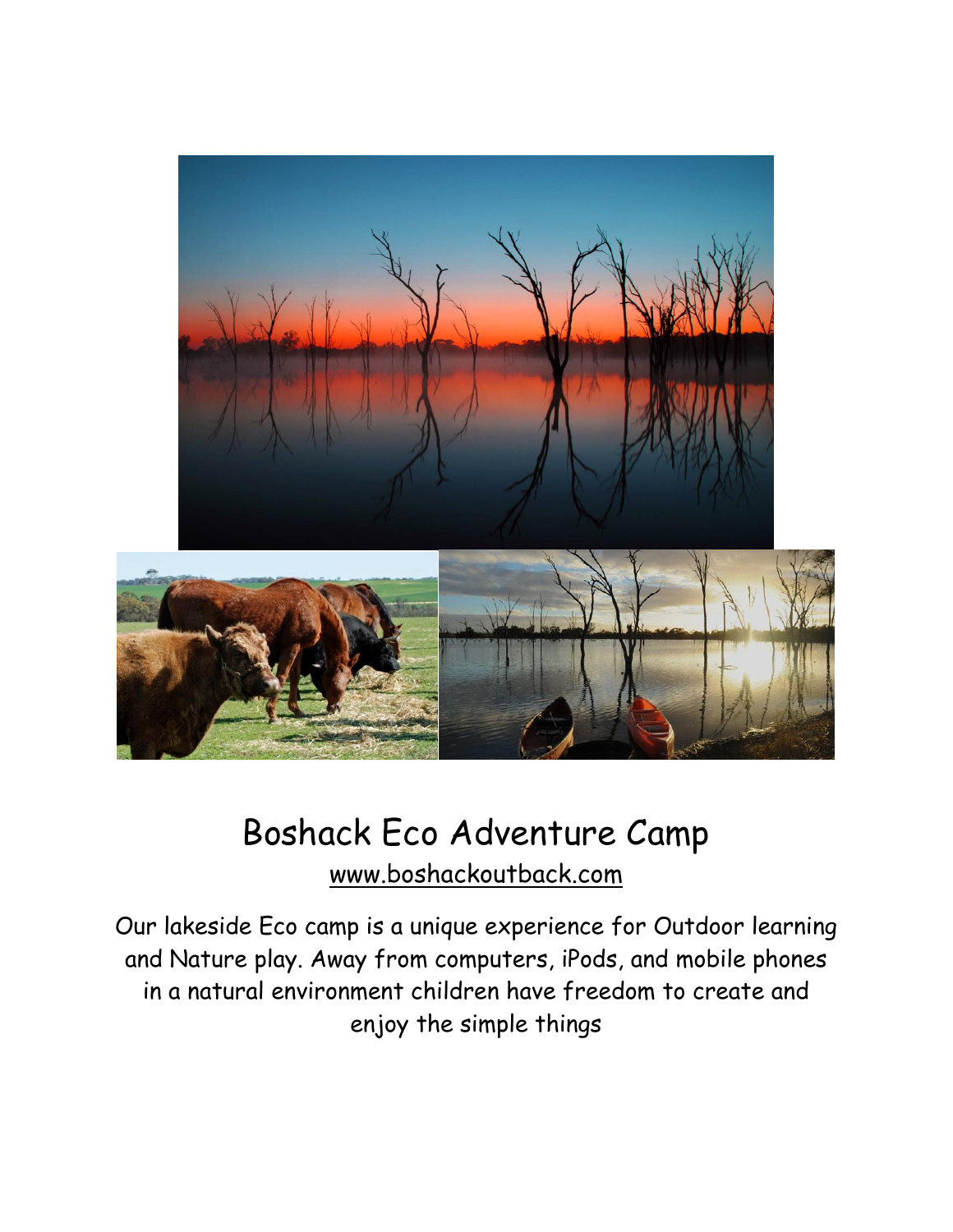# Boshack Eco Adventure Camp

www.boshackoutback.com

Our lakeside Eco camp is a unique experience for Outdoor learning and Nature play. Away from computers, iPods, and mobile phones in a natural environment children have freedom to create and enjoy the simple things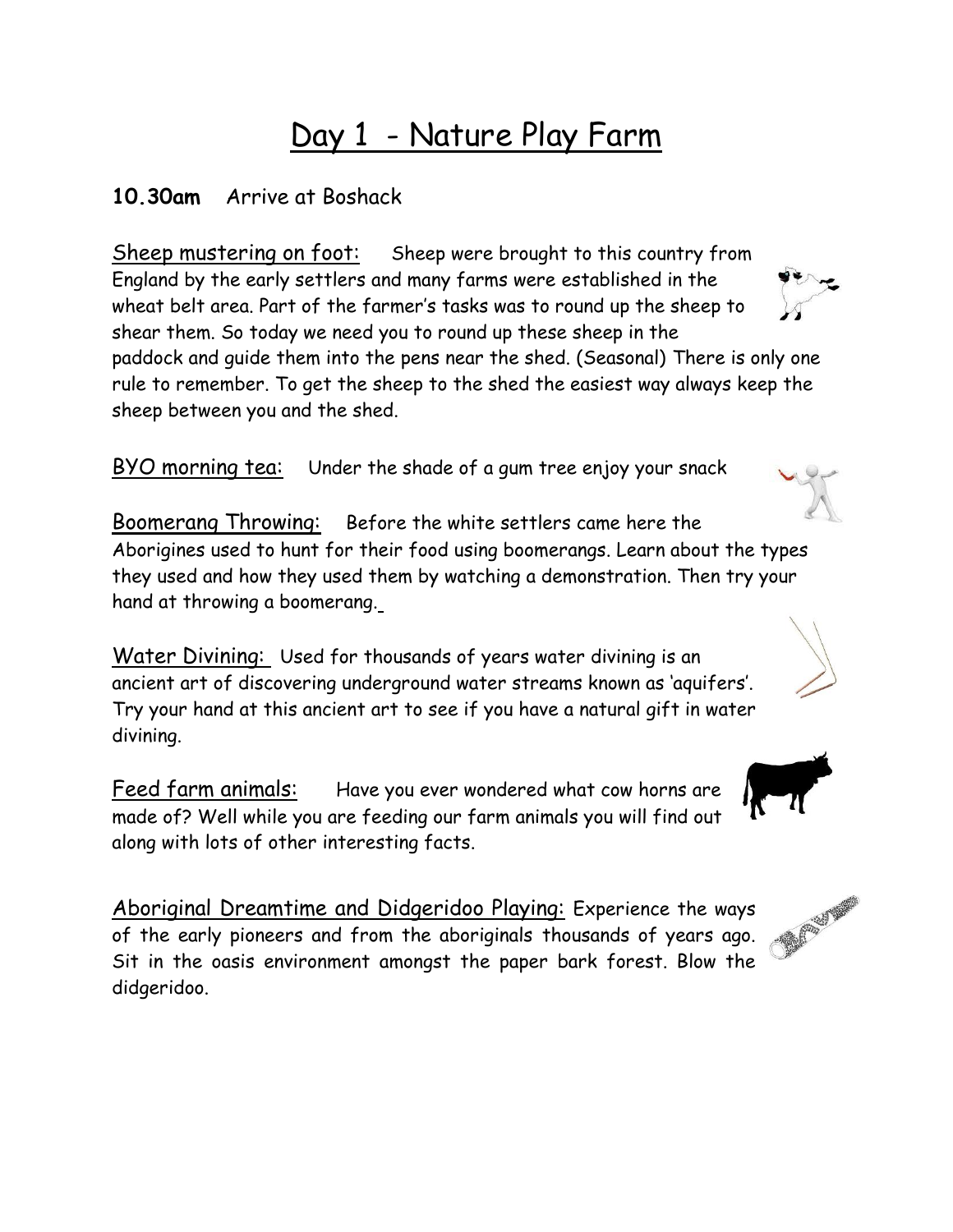# Day 1 - Nature Play Farm

**10.30am** Arrive at Boshack

Sheep mustering on foot: Sheep were brought to this country from England by the early settlers and many farms were established in the wheat belt area. Part of the farmer's tasks was to round up the sheep to shear them. So today we need you to round up these sheep in the paddock and guide them into the pens near the shed. (Seasonal) There is only one rule to remember. To get the sheep to the shed the easiest way always keep the sheep between you and the shed.

BYO morning tea: Under the shade of a gum tree enjoy your snack

Boomerang Throwing: Before the white settlers came here the Aborigines used to hunt for their food using boomerangs. Learn about the types they used and how they used them by watching a demonstration. Then try your hand at throwing a boomerang.

Water Divining: Used for thousands of years water divining is an ancient art of discovering underground water streams known as 'aquifers'. Try your hand at this ancient art to see if you have a natural gift in water divining.

Feed farm animals: Have you ever wondered what cow horns are made of? Well while you are feeding our farm animals you will find out along with lots of other interesting facts.

Aboriginal Dreamtime and Didgeridoo Playing: Experience the ways of the early pioneers and from the aboriginals thousands of years ago. Sit in the oasis environment amongst the paper bark forest. Blow the didgeridoo.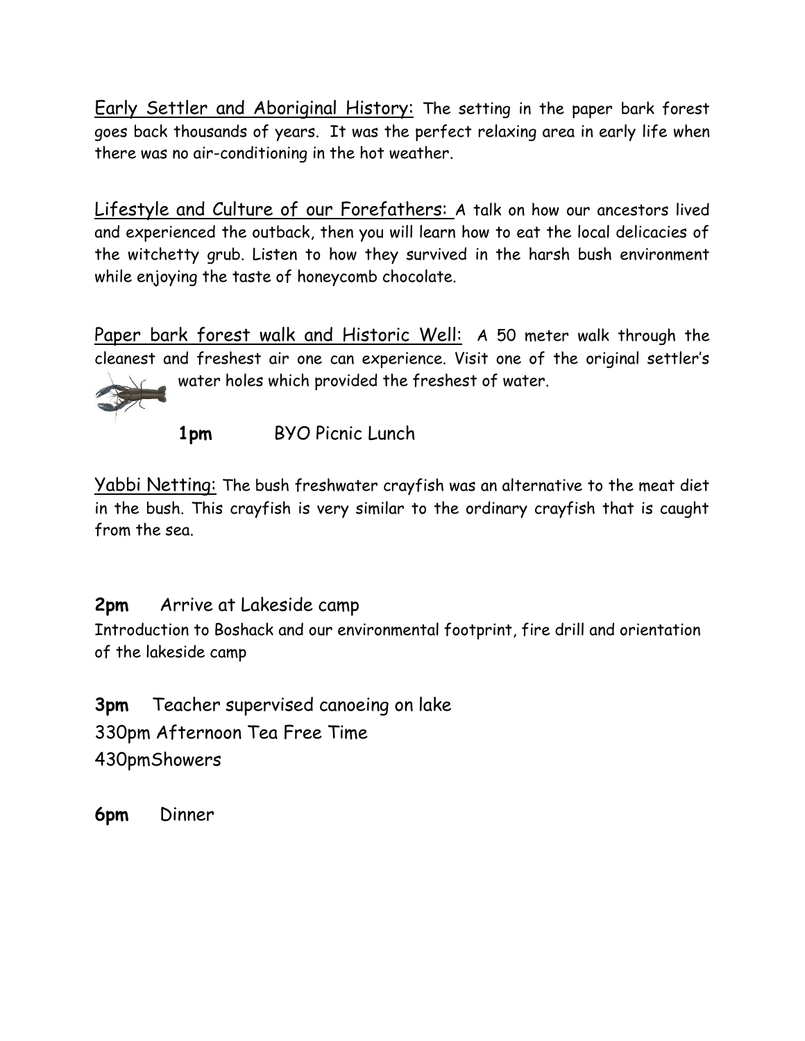Early Settler and Aboriginal History: The setting in the paper bark forest goes back thousands of years. It was the perfect relaxing area in early life when there was no air-conditioning in the hot weather.

Lifestyle and Culture of our Forefathers: A talk on how our ancestors lived and experienced the outback, then you will learn how to eat the local delicacies of the witchetty grub. Listen to how they survived in the harsh bush environment while enjoying the taste of honeycomb chocolate.

Paper bark forest walk and Historic Well: A 50 meter walk through the cleanest and freshest air one can experience. Visit one of the original settler's water holes which provided the freshest of water.

**1pm** BYO Picnic Lunch

Yabbi Netting: The bush freshwater crayfish was an alternative to the meat diet in the bush. This crayfish is very similar to the ordinary crayfish that is caught from the sea.

**2pm** Arrive at Lakeside camp

Introduction to Boshack and our environmental footprint, fire drill and orientation of the lakeside camp

**3pm** Teacher supervised canoeing on lake

330pm Afternoon Tea Free Time

430pmShowers

**6pm** Dinner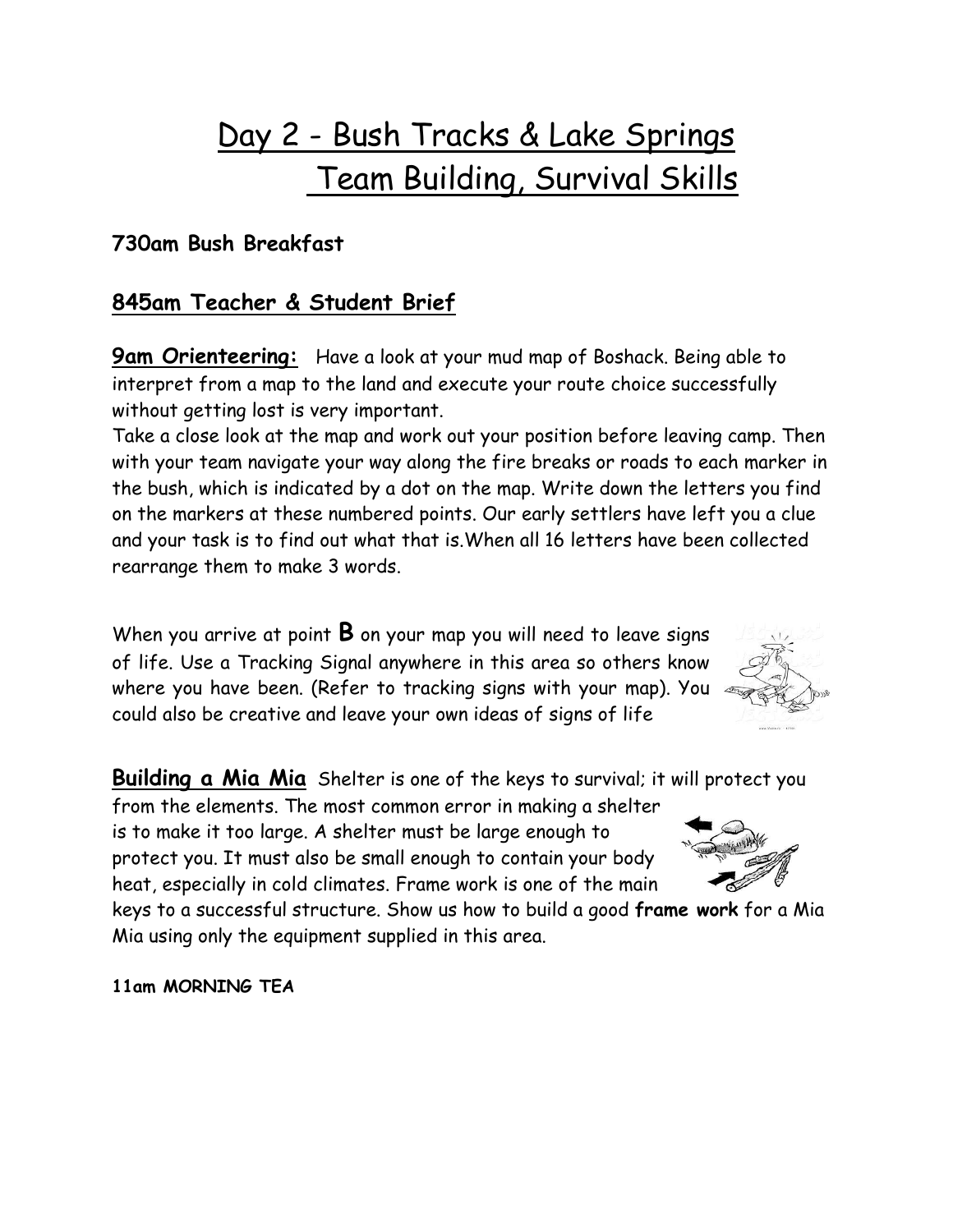# Day 2 - Bush Tracks & Lake Springs Team Building, Survival Skills

**730am Bush Breakfast**

## 845am Teacher & Student Brief

**9am Orienteering:** Have a look at your mud map of Boshack. Being able to interpret from a map to the land and execute your route choice successfully without getting lost is very important.

Take a close look at the map and work out your position before leaving camp. Then with your team navigate your way along the fire breaks or roads to each marker in the bush, which is indicated by a dot on the map. Write down the letters you find on the markers at these numbered points. Our early settlers have left you a clue and your task is to find out what that is.When all 16 letters have been collected rearrange them to make 3 words.

When you arrive at point **B** on your map you will need to leave signs of life. Use a Tracking Signal anywhere in this area so others know where you have been. (Refer to tracking signs with your map). You could also be creative and leave your own ideas of signs of life

**Building a Mia Mia** Shelter is one of the keys to survival; it will protect you from the elements. The most common error in making a shelter is to make it too large. A shelter must be large enough to protect you. It must also be small enough to contain your body heat, especially in cold climates. Frame work is one of the main keys to a successful structure. Show us how to build a good **frame work** for a Mia Mia using only the equipment supplied in this area.

**11am MORNING TEA**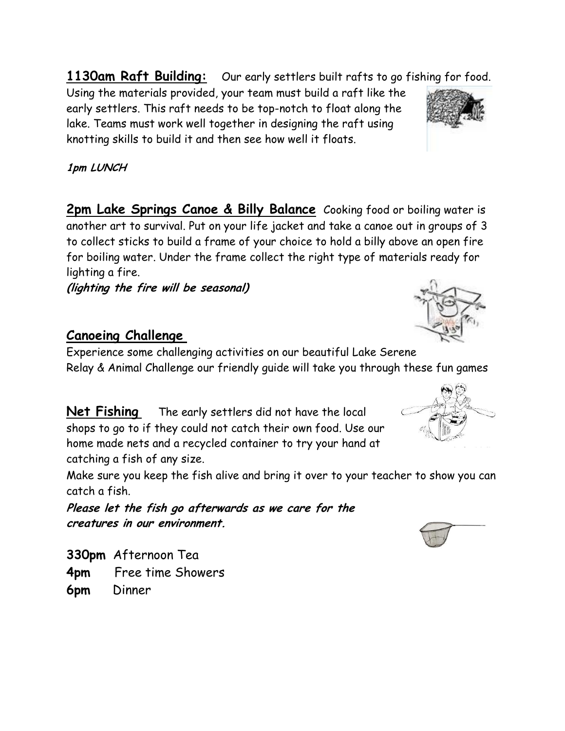**1130am Raft Building:** Our early settlers built rafts to go fishing for food. Using the materials provided, your team must build a raft like the early settlers. This raft needs to be top-notch to float along the lake. Teams must work well together in designing the raft using knotting skills to build it and then see how well it floats.

***1pm LUNCH***

**2pm Lake Springs Canoe & Billy Balance** Cooking food or boiling water is another art to survival. Put on your life jacket and take a canoe out in groups of 3 to collect sticks to build a frame of your choice to hold a billy above an open fire for boiling water. Under the frame collect the right type of materials ready for lighting a fire.
***(lighting the fire will be seasonal)***

**Canoeing Challenge**

Experience some challenging activities on our beautiful Lake Serene
Relay & Animal Challenge our friendly guide will take you through these fun games

**Net Fishing** The early settlers did not have the local shops to go to if they could not catch their own food. Use our home made nets and a recycled container to try your hand at catching a fish of any size.
Make sure you keep the fish alive and bring it over to your teacher to show you can catch a fish.
***Please let the fish go afterwards as we care for the creatures in our environment.***

**330pm** Afternoon Tea
**4pm** Free time Showers
**6pm** Dinner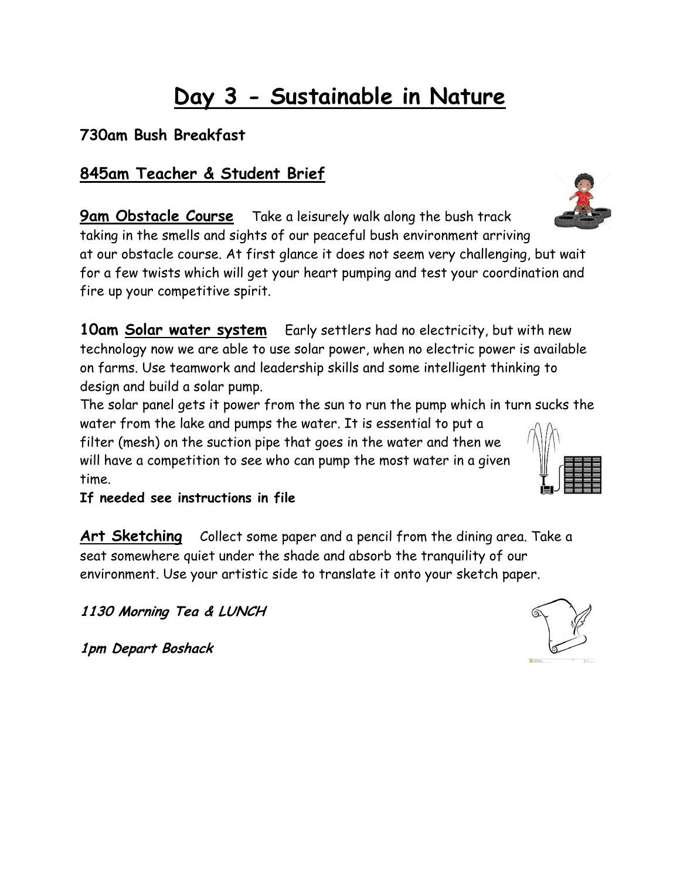# Day 3 - Sustainable in Nature

**730am Bush Breakfast**

**845am Teacher & Student Brief**

**9am Obstacle Course** Take a leisurely walk along the bush track taking in the smells and sights of our peaceful bush environment arriving at our obstacle course. At first glance it does not seem very challenging, but wait for a few twists which will get your heart pumping and test your coordination and fire up your competitive spirit.

**10am Solar water system** Early settlers had no electricity, but with new technology now we are able to use solar power, when no electric power is available on farms. Use teamwork and leadership skills and some intelligent thinking to design and build a solar pump.

The solar panel gets it power from the sun to run the pump which in turn sucks the water from the lake and pumps the water. It is essential to put a filter (mesh) on the suction pipe that goes in the water and then we will have a competition to see who can pump the most water in a given time.

**If needed see instructions in file**

**Art Sketching** Collect some paper and a pencil from the dining area. Take a seat somewhere quiet under the shade and absorb the tranquility of our environment. Use your artistic side to translate it onto your sketch paper.

***1130 Morning Tea & LUNCH***

***1pm Depart Boshack***